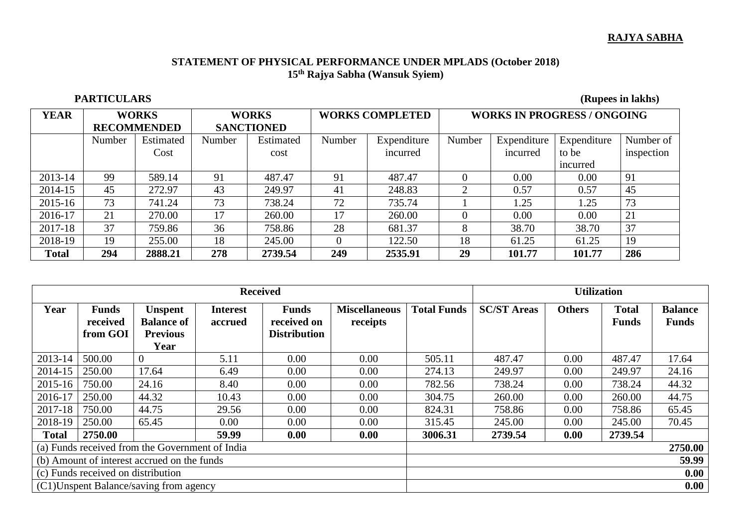**RAJYA SABHA**

## STATEMENT OF PHYSICAL PERFORMANCE UNDER MPLADS (October 2018)
## 15th Rajya Sabha (Wansuk Syiem)

**PARTICULARS** **(Rupees in lakhs)**

| YEAR | WORKS RECOMMENDED | | WORKS SANCTIONED | | WORKS COMPLETED | | WORKS IN PROGRESS / ONGOING | | | |
|---|---|---|---|---|---|---|---|---|---|---|
| | Number | Estimated Cost | Number | Estimated cost | Number | Expenditure incurred | Number | Expenditure incurred | Expenditure to be incurred | Number of inspection |
| 2013-14 | 99 | 589.14 | 91 | 487.47 | 91 | 487.47 | 0 | 0.00 | 0.00 | 91 |
| 2014-15 | 45 | 272.97 | 43 | 249.97 | 41 | 248.83 | 2 | 0.57 | 0.57 | 45 |
| 2015-16 | 73 | 741.24 | 73 | 738.24 | 72 | 735.74 | 1 | 1.25 | 1.25 | 73 |
| 2016-17 | 21 | 270.00 | 17 | 260.00 | 17 | 260.00 | 0 | 0.00 | 0.00 | 21 |
| 2017-18 | 37 | 759.86 | 36 | 758.86 | 28 | 681.37 | 8 | 38.70 | 38.70 | 37 |
| 2018-19 | 19 | 255.00 | 18 | 245.00 | 0 | 122.50 | 18 | 61.25 | 61.25 | 19 |
| **Total** | **294** | **2888.21** | **278** | **2739.54** | **249** | **2535.91** | **29** | **101.77** | **101.77** | **286** |

| Received | | | | | | | Utilization | | | |
|---|---|---|---|---|---|---|---|---|---|---|
| **Year** | **Funds received from GOI** | **Unspent Balance of Previous Year** | **Interest accrued** | **Funds received on Distribution** | **Miscellaneous receipts** | **Total Funds** | **SC/ST Areas** | **Others** | **Total Funds** | **Balance Funds** |
| 2013-14 | 500.00 | 0 | 5.11 | 0.00 | 0.00 | 505.11 | 487.47 | 0.00 | 487.47 | 17.64 |
| 2014-15 | 250.00 | 17.64 | 6.49 | 0.00 | 0.00 | 274.13 | 249.97 | 0.00 | 249.97 | 24.16 |
| 2015-16 | 750.00 | 24.16 | 8.40 | 0.00 | 0.00 | 782.56 | 738.24 | 0.00 | 738.24 | 44.32 |
| 2016-17 | 250.00 | 44.32 | 10.43 | 0.00 | 0.00 | 304.75 | 260.00 | 0.00 | 260.00 | 44.75 |
| 2017-18 | 750.00 | 44.75 | 29.56 | 0.00 | 0.00 | 824.31 | 758.86 | 0.00 | 758.86 | 65.45 |
| 2018-19 | 250.00 | 65.45 | 0.00 | 0.00 | 0.00 | 315.45 | 245.00 | 0.00 | 245.00 | 70.45 |
| **Total** | **2750.00** | | **59.99** | **0.00** | **0.00** | **3006.31** | **2739.54** | **0.00** | **2739.54** | |
| (a) Funds received from the Government of India | | | | | | | | | | **2750.00** |
| (b) Amount of interest accrued on the funds | | | | | | | | | | **59.99** |
| (c) Funds received on distribution | | | | | | | | | | **0.00** |
| (C1)Unspent Balance/saving from agency | | | | | | | | | | **0.00** |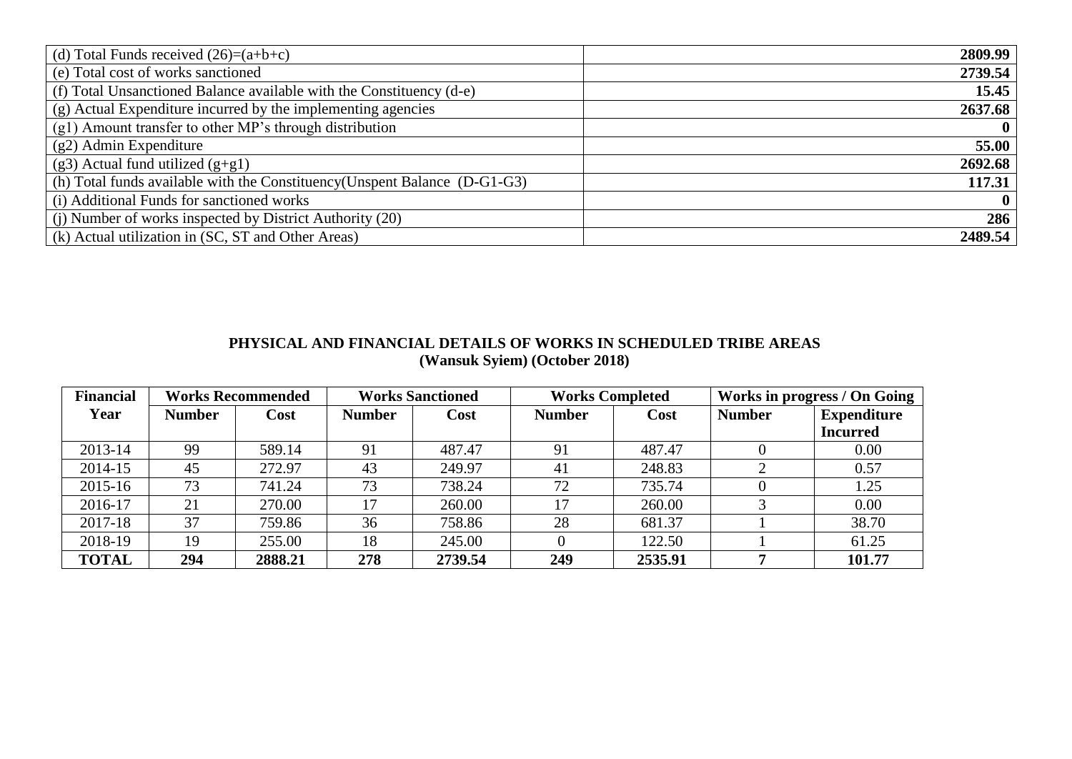| | |
|---|---|
| (d) Total Funds received (26)=(a+b+c) | **2809.99** |
| (e) Total cost of works sanctioned | **2739.54** |
| (f) Total Unsanctioned Balance available with the Constituency (d-e) | **15.45** |
| (g) Actual Expenditure incurred by the implementing agencies | **2637.68** |
| (g1) Amount transfer to other MP's through distribution | **0** |
| (g2) Admin Expenditure | **55.00** |
| (g3) Actual fund utilized (g+g1) | **2692.68** |
| (h) Total funds available with the Constituency(Unspent Balance (D-G1-G3) | **117.31** |
| (i) Additional Funds for sanctioned works | **0** |
| (j) Number of works inspected by District Authority (20) | **286** |
| (k) Actual utilization in (SC, ST and Other Areas) | **2489.54** |

**PHYSICAL AND FINANCIAL DETAILS OF WORKS IN SCHEDULED TRIBE AREAS**
**(Wansuk Syiem) (October 2018)**

| Financial Year | Works Recommended | | Works Sanctioned | | Works Completed | | Works in progress / On Going | |
|---|---|---|---|---|---|---|---|---|
| | Number | Cost | Number | Cost | Number | Cost | Number | Expenditure Incurred |
| 2013-14 | 99 | 589.14 | 91 | 487.47 | 91 | 487.47 | 0 | 0.00 |
| 2014-15 | 45 | 272.97 | 43 | 249.97 | 41 | 248.83 | 2 | 0.57 |
| 2015-16 | 73 | 741.24 | 73 | 738.24 | 72 | 735.74 | 0 | 1.25 |
| 2016-17 | 21 | 270.00 | 17 | 260.00 | 17 | 260.00 | 3 | 0.00 |
| 2017-18 | 37 | 759.86 | 36 | 758.86 | 28 | 681.37 | 1 | 38.70 |
| 2018-19 | 19 | 255.00 | 18 | 245.00 | 0 | 122.50 | 1 | 61.25 |
| **TOTAL** | **294** | **2888.21** | **278** | **2739.54** | **249** | **2535.91** | **7** | **101.77** |